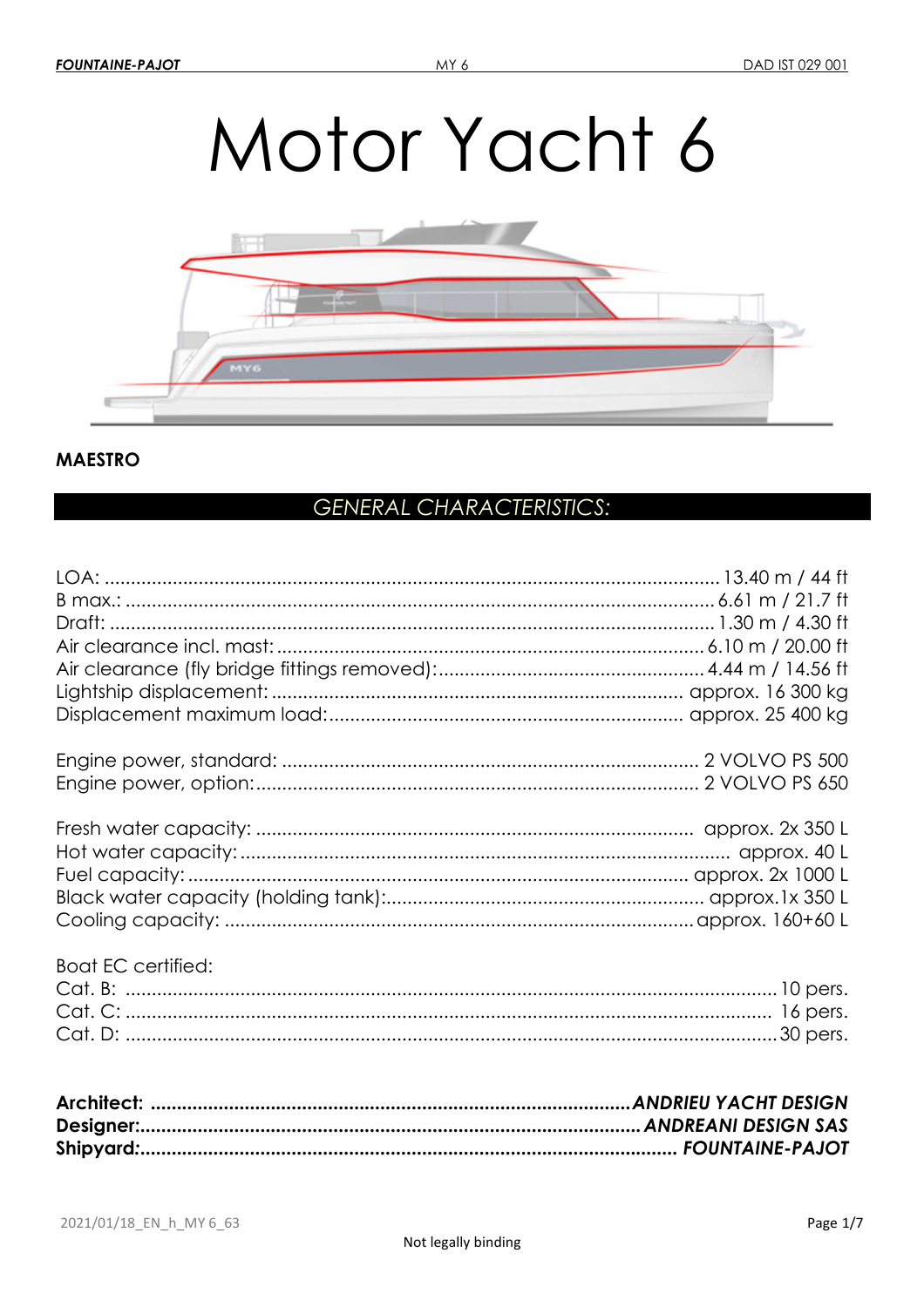# Motor Yacht 6

**MAESTRO**

## *GENERAL CHARACTERISTICS:*

| | |
|---|---|
| LOA: | 13.40 m / 44 ft |
| B max.: | 6.61 m / 21.7 ft |
| Draft: | 1.30 m / 4.30 ft |
| Air clearance incl. mast: | 6.10 m / 20.00 ft |
| Air clearance (fly bridge fittings removed): | 4.44 m / 14.56 ft |
| Lightship displacement: | approx. 16 300 kg |
| Displacement maximum load: | approx. 25 400 kg |

| | |
|---|---|
| Engine power, standard: | 2 VOLVO PS 500 |
| Engine power, option: | 2 VOLVO PS 650 |

| | |
|---|---|
| Fresh water capacity: | approx. 2x 350 L |
| Hot water capacity: | approx. 40 L |
| Fuel capacity: | approx. 2x 1000 L |
| Black water capacity (holding tank): | approx.1x 350 L |
| Cooling capacity: | approx. 160+60 L |

Boat EC certified:

| | |
|---|---|
| Cat. B: | 10 pers. |
| Cat. C: | 16 pers. |
| Cat. D: | 30 pers. |

| | |
|---|---|
| **Architect:** | ***ANDRIEU YACHT DESIGN*** |
| **Designer:** | ***ANDREANI DESIGN SAS*** |
| **Shipyard:** | ***FOUNTAINE-PAJOT*** |

2021/01/18_EN_h_MY 6_63

Not legally binding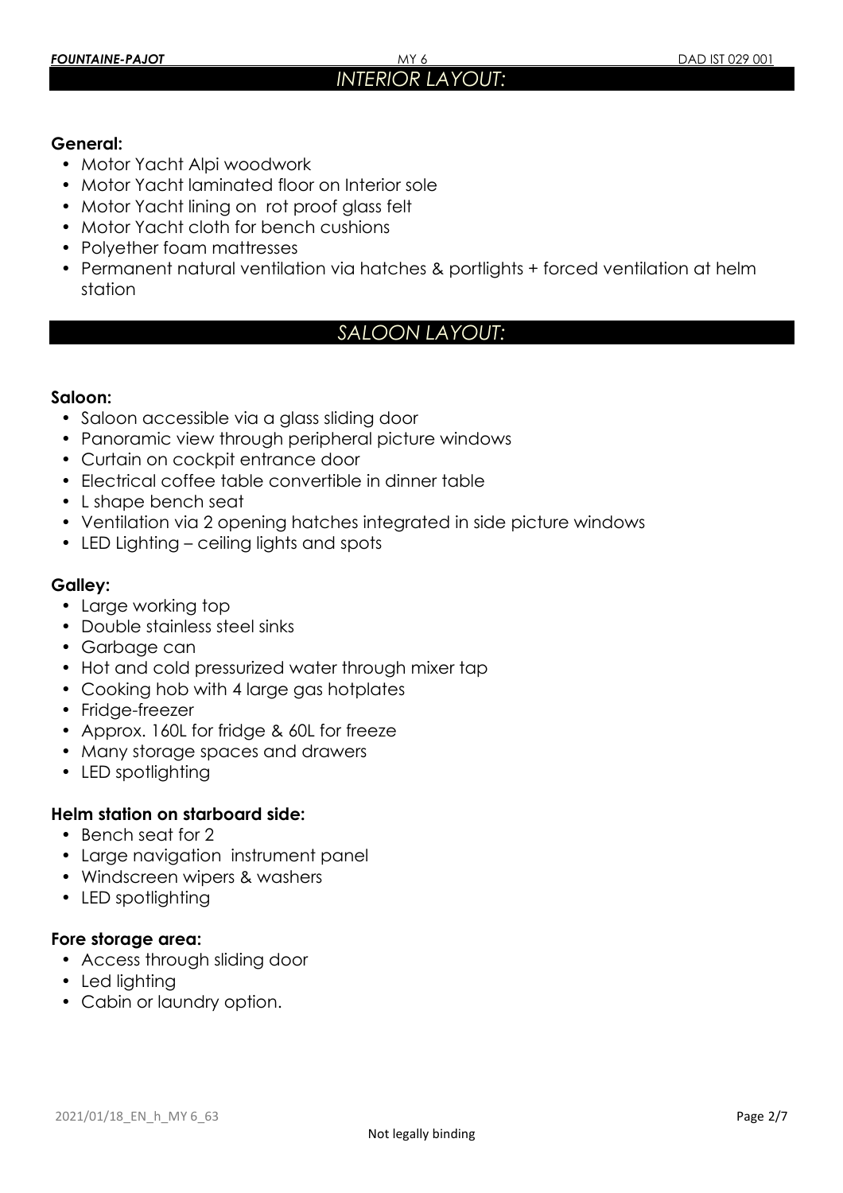## INTERIOR LAYOUT:

**General:**

- Motor Yacht Alpi woodwork
- Motor Yacht laminated floor on Interior sole
- Motor Yacht lining on rot proof glass felt
- Motor Yacht cloth for bench cushions
- Polyether foam mattresses
- Permanent natural ventilation via hatches & portlights + forced ventilation at helm station

## SALOON LAYOUT:

**Saloon:**

- Saloon accessible via a glass sliding door
- Panoramic view through peripheral picture windows
- Curtain on cockpit entrance door
- Electrical coffee table convertible in dinner table
- L shape bench seat
- Ventilation via 2 opening hatches integrated in side picture windows
- LED Lighting – ceiling lights and spots

**Galley:**

- Large working top
- Double stainless steel sinks
- Garbage can
- Hot and cold pressurized water through mixer tap
- Cooking hob with 4 large gas hotplates
- Fridge-freezer
- Approx. 160L for fridge & 60L for freeze
- Many storage spaces and drawers
- LED spotlighting

**Helm station on starboard side:**

- Bench seat for 2
- Large navigation instrument panel
- Windscreen wipers & washers
- LED spotlighting

**Fore storage area:**

- Access through sliding door
- Led lighting
- Cabin or laundry option.

Not legally binding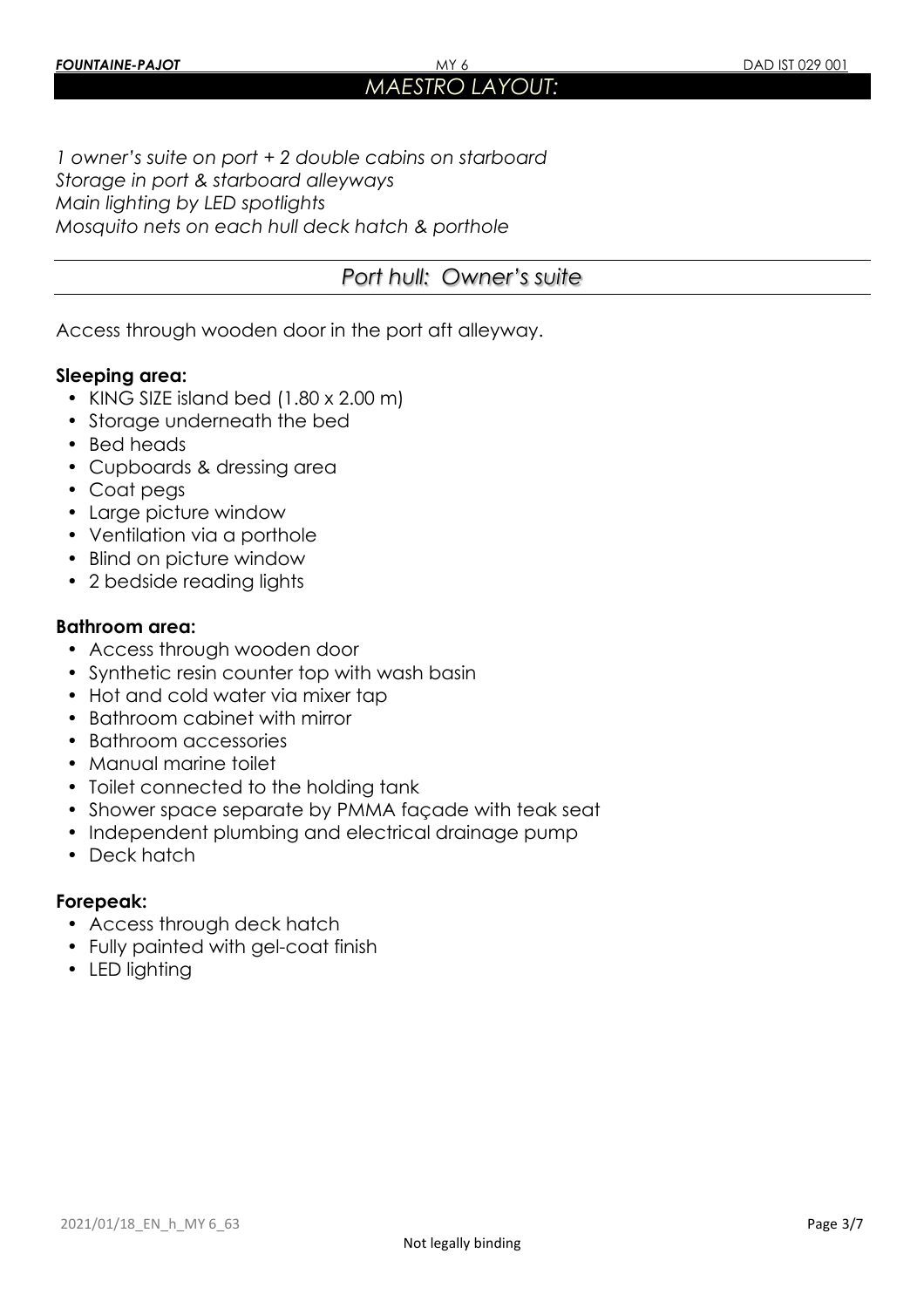# MAESTRO LAYOUT:

*1 owner's suite on port + 2 double cabins on starboard*
*Storage in port & starboard alleyways*
*Main lighting by LED spotlights*
*Mosquito nets on each hull deck hatch & porthole*

## *Port hull: Owner's suite*

Access through wooden door in the port aft alleyway.

**Sleeping area:**

- KING SIZE island bed (1.80 x 2.00 m)
- Storage underneath the bed
- Bed heads
- Cupboards & dressing area
- Coat pegs
- Large picture window
- Ventilation via a porthole
- Blind on picture window
- 2 bedside reading lights

**Bathroom area:**

- Access through wooden door
- Synthetic resin counter top with wash basin
- Hot and cold water via mixer tap
- Bathroom cabinet with mirror
- Bathroom accessories
- Manual marine toilet
- Toilet connected to the holding tank
- Shower space separate by PMMA façade with teak seat
- Independent plumbing and electrical drainage pump
- Deck hatch

**Forepeak:**

- Access through deck hatch
- Fully painted with gel-coat finish
- LED lighting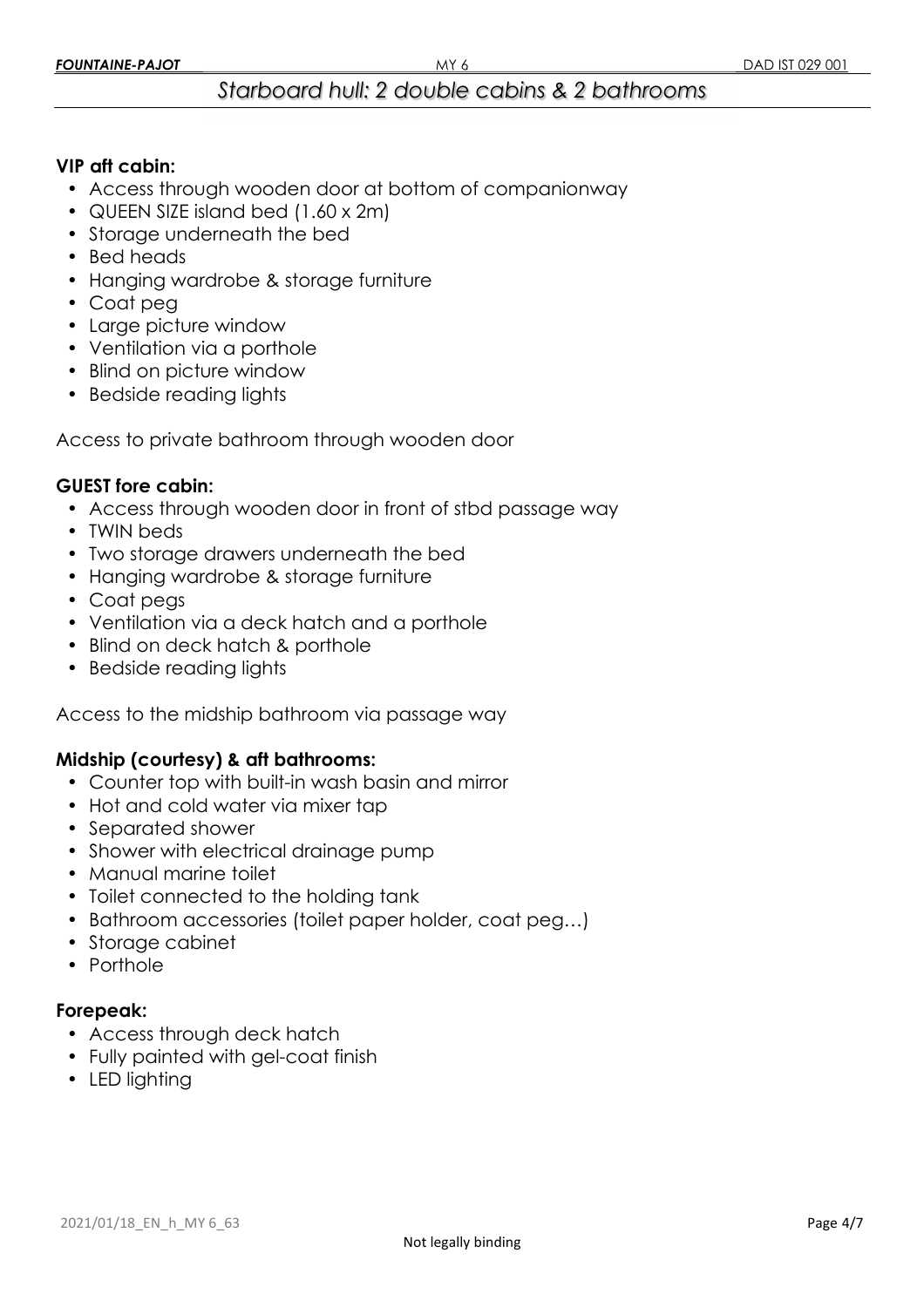## Starboard hull: 2 double cabins & 2 bathrooms

**VIP aft cabin:**

- Access through wooden door at bottom of companionway
- QUEEN SIZE island bed (1.60 x 2m)
- Storage underneath the bed
- Bed heads
- Hanging wardrobe & storage furniture
- Coat peg
- Large picture window
- Ventilation via a porthole
- Blind on picture window
- Bedside reading lights

Access to private bathroom through wooden door

**GUEST fore cabin:**

- Access through wooden door in front of stbd passage way
- TWIN beds
- Two storage drawers underneath the bed
- Hanging wardrobe & storage furniture
- Coat pegs
- Ventilation via a deck hatch and a porthole
- Blind on deck hatch & porthole
- Bedside reading lights

Access to the midship bathroom via passage way

**Midship (courtesy) & aft bathrooms:**

- Counter top with built-in wash basin and mirror
- Hot and cold water via mixer tap
- Separated shower
- Shower with electrical drainage pump
- Manual marine toilet
- Toilet connected to the holding tank
- Bathroom accessories (toilet paper holder, coat peg…)
- Storage cabinet
- Porthole

**Forepeak:**

- Access through deck hatch
- Fully painted with gel-coat finish
- LED lighting

Not legally binding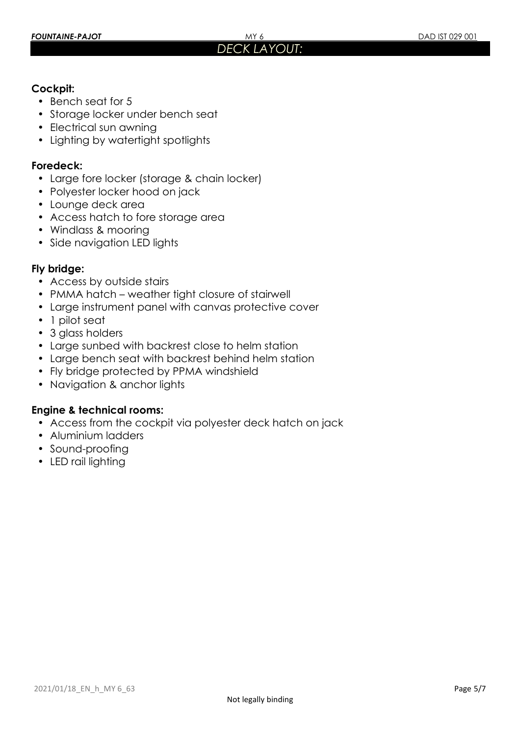# DECK LAYOUT:

**Cockpit:**

- Bench seat for 5
- Storage locker under bench seat
- Electrical sun awning
- Lighting by watertight spotlights

**Foredeck:**

- Large fore locker (storage & chain locker)
- Polyester locker hood on jack
- Lounge deck area
- Access hatch to fore storage area
- Windlass & mooring
- Side navigation LED lights

**Fly bridge:**

- Access by outside stairs
- PMMA hatch – weather tight closure of stairwell
- Large instrument panel with canvas protective cover
- 1 pilot seat
- 3 glass holders
- Large sunbed with backrest close to helm station
- Large bench seat with backrest behind helm station
- Fly bridge protected by PPMA windshield
- Navigation & anchor lights

**Engine & technical rooms:**

- Access from the cockpit via polyester deck hatch on jack
- Aluminium ladders
- Sound-proofing
- LED rail lighting

Not legally binding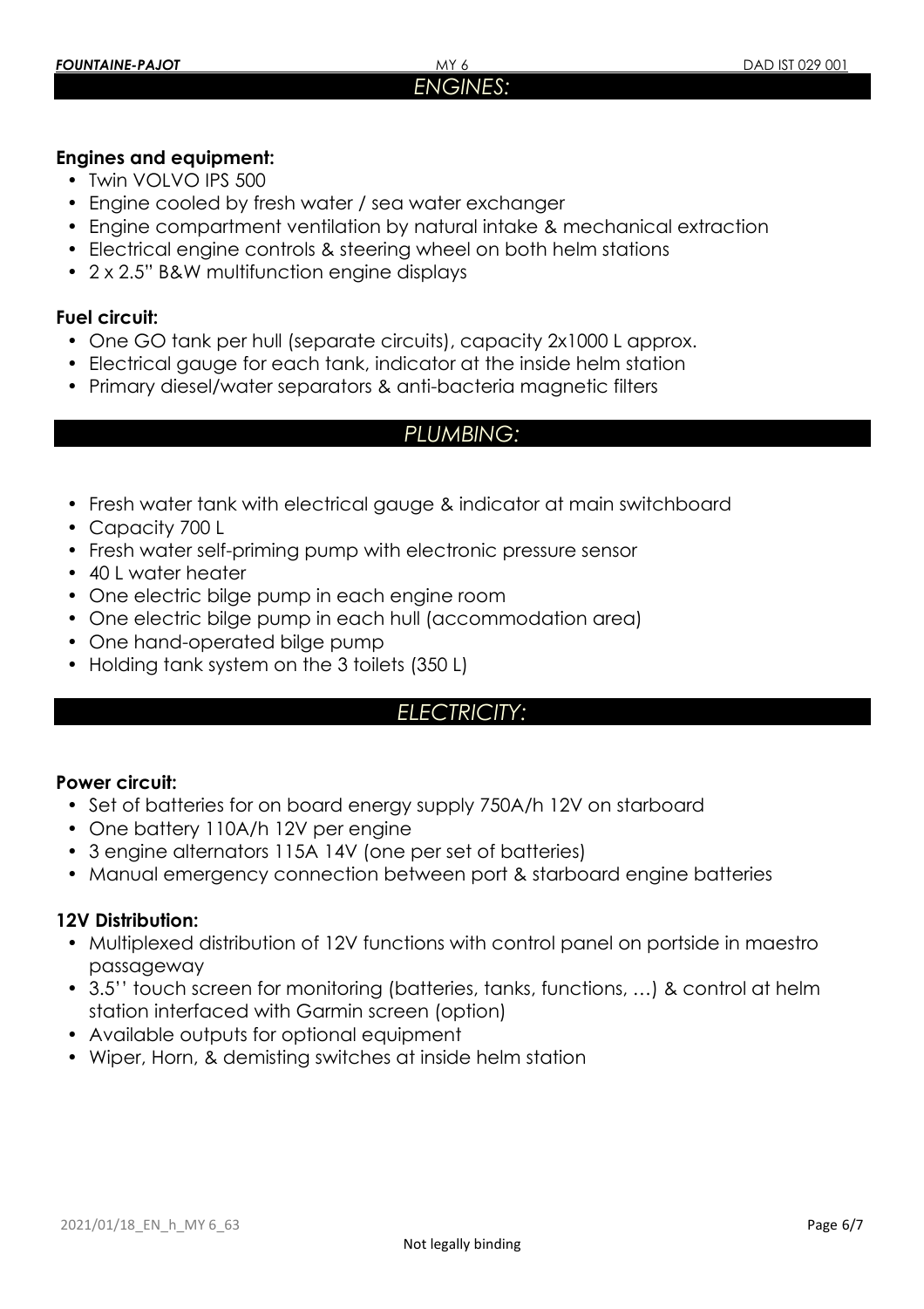## ENGINES:

**Engines and equipment:**

- Twin VOLVO IPS 500
- Engine cooled by fresh water / sea water exchanger
- Engine compartment ventilation by natural intake & mechanical extraction
- Electrical engine controls & steering wheel on both helm stations
- 2 x 2.5" B&W multifunction engine displays

**Fuel circuit:**

- One GO tank per hull (separate circuits), capacity 2x1000 L approx.
- Electrical gauge for each tank, indicator at the inside helm station
- Primary diesel/water separators & anti-bacteria magnetic filters

## PLUMBING:

- Fresh water tank with electrical gauge & indicator at main switchboard
- Capacity 700 L
- Fresh water self-priming pump with electronic pressure sensor
- 40 L water heater
- One electric bilge pump in each engine room
- One electric bilge pump in each hull (accommodation area)
- One hand-operated bilge pump
- Holding tank system on the 3 toilets (350 L)

## ELECTRICITY:

**Power circuit:**

- Set of batteries for on board energy supply 750A/h 12V on starboard
- One battery 110A/h 12V per engine
- 3 engine alternators 115A 14V (one per set of batteries)
- Manual emergency connection between port & starboard engine batteries

**12V Distribution:**

- Multiplexed distribution of 12V functions with control panel on portside in maestro passageway
- 3.5'' touch screen for monitoring (batteries, tanks, functions, …) & control at helm station interfaced with Garmin screen (option)
- Available outputs for optional equipment
- Wiper, Horn, & demisting switches at inside helm station

Not legally binding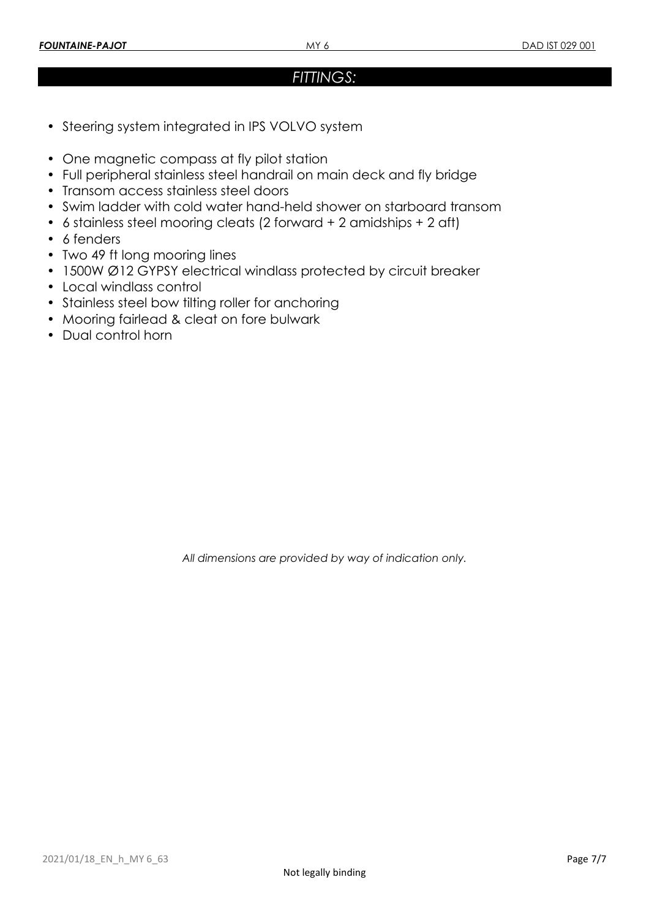## *FITTINGS:*

- Steering system integrated in IPS VOLVO system

- One magnetic compass at fly pilot station
- Full peripheral stainless steel handrail on main deck and fly bridge
- Transom access stainless steel doors
- Swim ladder with cold water hand-held shower on starboard transom
- 6 stainless steel mooring cleats (2 forward + 2 amidships + 2 aft)
- 6 fenders
- Two 49 ft long mooring lines
- 1500W Ø12 GYPSY electrical windlass protected by circuit breaker
- Local windlass control
- Stainless steel bow tilting roller for anchoring
- Mooring fairlead & cleat on fore bulwark
- Dual control horn

*All dimensions are provided by way of indication only.*

Not legally binding